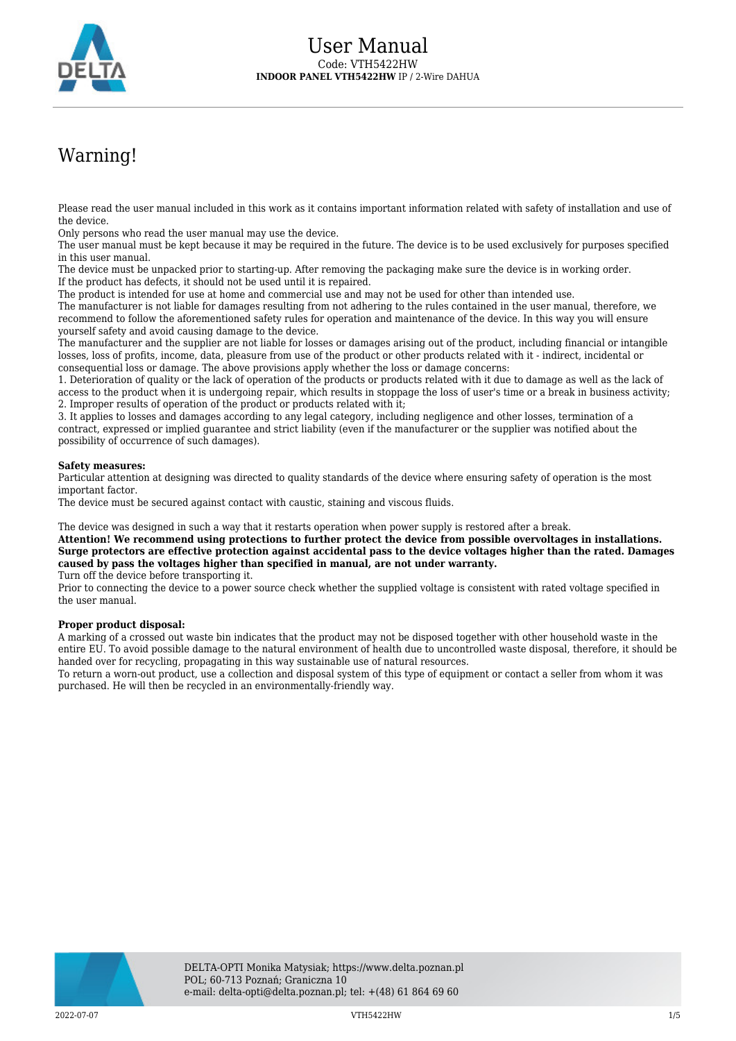# User Manual

Code: VTH5422HW

**INDOOR PANEL VTH5422HW** IP / 2-Wire DAHUA

## Warning!

Please read the user manual included in this work as it contains important information related with safety of installation and use of the device.
Only persons who read the user manual may use the device.
The user manual must be kept because it may be required in the future. The device is to be used exclusively for purposes specified in this user manual.
The device must be unpacked prior to starting-up. After removing the packaging make sure the device is in working order.
If the product has defects, it should not be used until it is repaired.
The product is intended for use at home and commercial use and may not be used for other than intended use.
The manufacturer is not liable for damages resulting from not adhering to the rules contained in the user manual, therefore, we recommend to follow the aforementioned safety rules for operation and maintenance of the device. In this way you will ensure yourself safety and avoid causing damage to the device.
The manufacturer and the supplier are not liable for losses or damages arising out of the product, including financial or intangible losses, loss of profits, income, data, pleasure from use of the product or other products related with it - indirect, incidental or consequential loss or damage. The above provisions apply whether the loss or damage concerns:
1. Deterioration of quality or the lack of operation of the products or products related with it due to damage as well as the lack of access to the product when it is undergoing repair, which results in stoppage the loss of user's time or a break in business activity;
2. Improper results of operation of the product or products related with it;
3. It applies to losses and damages according to any legal category, including negligence and other losses, termination of a contract, expressed or implied guarantee and strict liability (even if the manufacturer or the supplier was notified about the possibility of occurrence of such damages).

**Safety measures:**
Particular attention at designing was directed to quality standards of the device where ensuring safety of operation is the most important factor.
The device must be secured against contact with caustic, staining and viscous fluids.

The device was designed in such a way that it restarts operation when power supply is restored after a break.
**Attention! We recommend using protections to further protect the device from possible overvoltages in installations. Surge protectors are effective protection against accidental pass to the device voltages higher than the rated. Damages caused by pass the voltages higher than specified in manual, are not under warranty.**
Turn off the device before transporting it.
Prior to connecting the device to a power source check whether the supplied voltage is consistent with rated voltage specified in the user manual.

**Proper product disposal:**
A marking of a crossed out waste bin indicates that the product may not be disposed together with other household waste in the entire EU. To avoid possible damage to the natural environment of health due to uncontrolled waste disposal, therefore, it should be handed over for recycling, propagating in this way sustainable use of natural resources.
To return a worn-out product, use a collection and disposal system of this type of equipment or contact a seller from whom it was purchased. He will then be recycled in an environmentally-friendly way.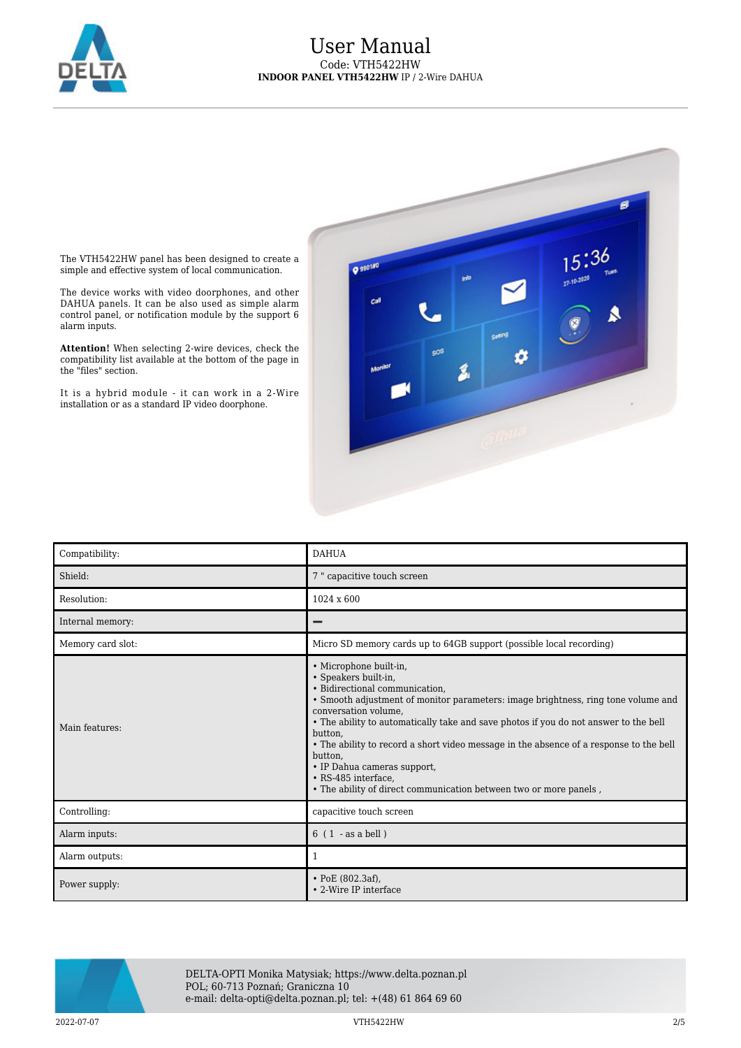The VTH5422HW panel has been designed to create a simple and effective system of local communication.

The device works with video doorphones, and other DAHUA panels. It can be also used as simple alarm control panel, or notification module by the support 6 alarm inputs.

**Attention!** When selecting 2-wire devices, check the compatibility list available at the bottom of the page in the "files" section.

It is a hybrid module - it can work in a 2-Wire installation or as a standard IP video doorphone.

| Compatibility: | DAHUA |
|---|---|
| Shield: | 7 " capacitive touch screen |
| Resolution: | 1024 x 600 |
| Internal memory: | – |
| Memory card slot: | Micro SD memory cards up to 64GB support (possible local recording) |
| Main features: | • Microphone built-in,<br>• Speakers built-in,<br>• Bidirectional communication,<br>• Smooth adjustment of monitor parameters: image brightness, ring tone volume and conversation volume,<br>• The ability to automatically take and save photos if you do not answer to the bell button,<br>• The ability to record a short video message in the absence of a response to the bell button,<br>• IP Dahua cameras support,<br>• RS-485 interface,<br>• The ability of direct communication between two or more panels , |
| Controlling: | capacitive touch screen |
| Alarm inputs: | 6 ( 1 - as a bell ) |
| Alarm outputs: | 1 |
| Power supply: | • PoE (802.3af),<br>• 2-Wire IP interface |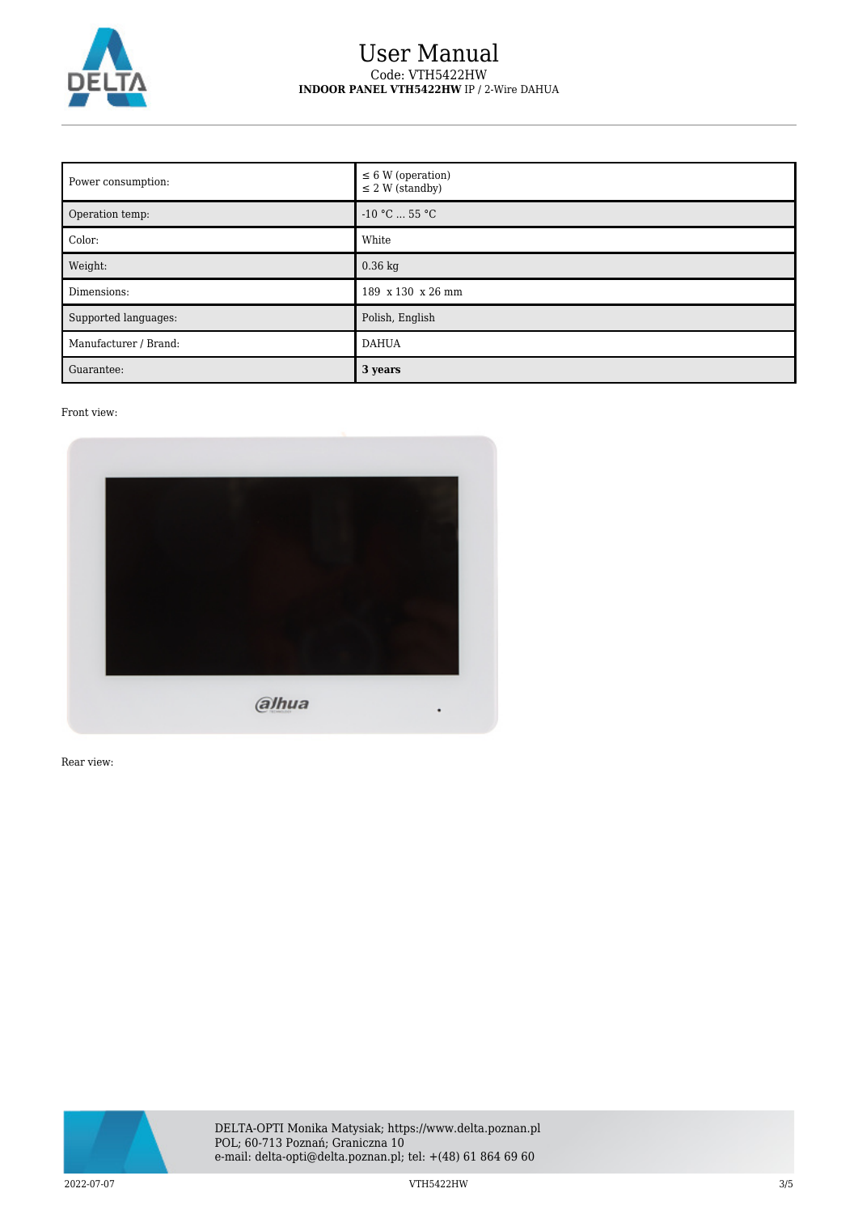| Power consumption: | ≤ 6 W (operation)<br>≤ 2 W (standby) |
|---|---|
| Operation temp: | -10 °C ... 55 °C |
| Color: | White |
| Weight: | 0.36 kg |
| Dimensions: | 189 x 130 x 26 mm |
| Supported languages: | Polish, English |
| Manufacturer / Brand: | DAHUA |
| Guarantee: | **3 years** |

Front view:

Rear view:

DELTA-OPTI Monika Matysiak; https://www.delta.poznan.pl
POL; 60-713 Poznań; Graniczna 10
e-mail: delta-opti@delta.poznan.pl; tel: +(48) 61 864 69 60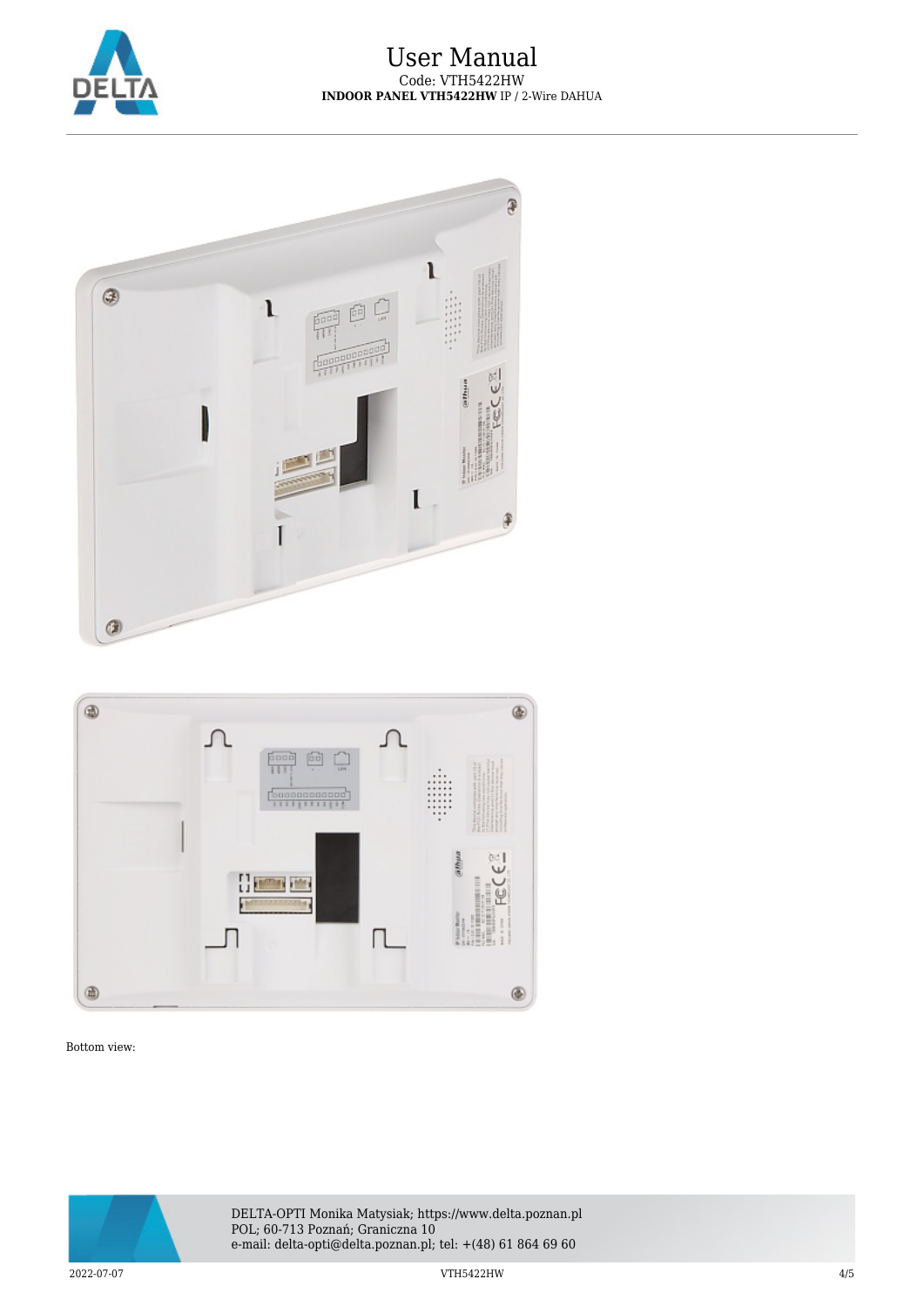Bottom view: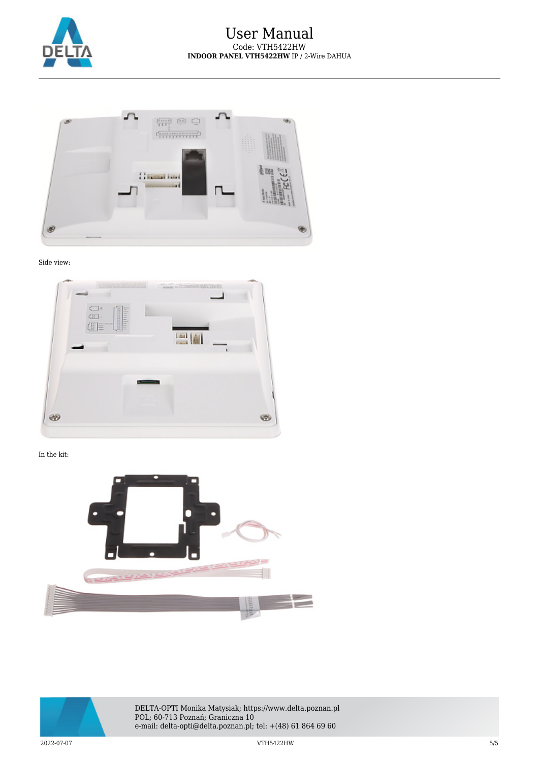Side view:

In the kit: